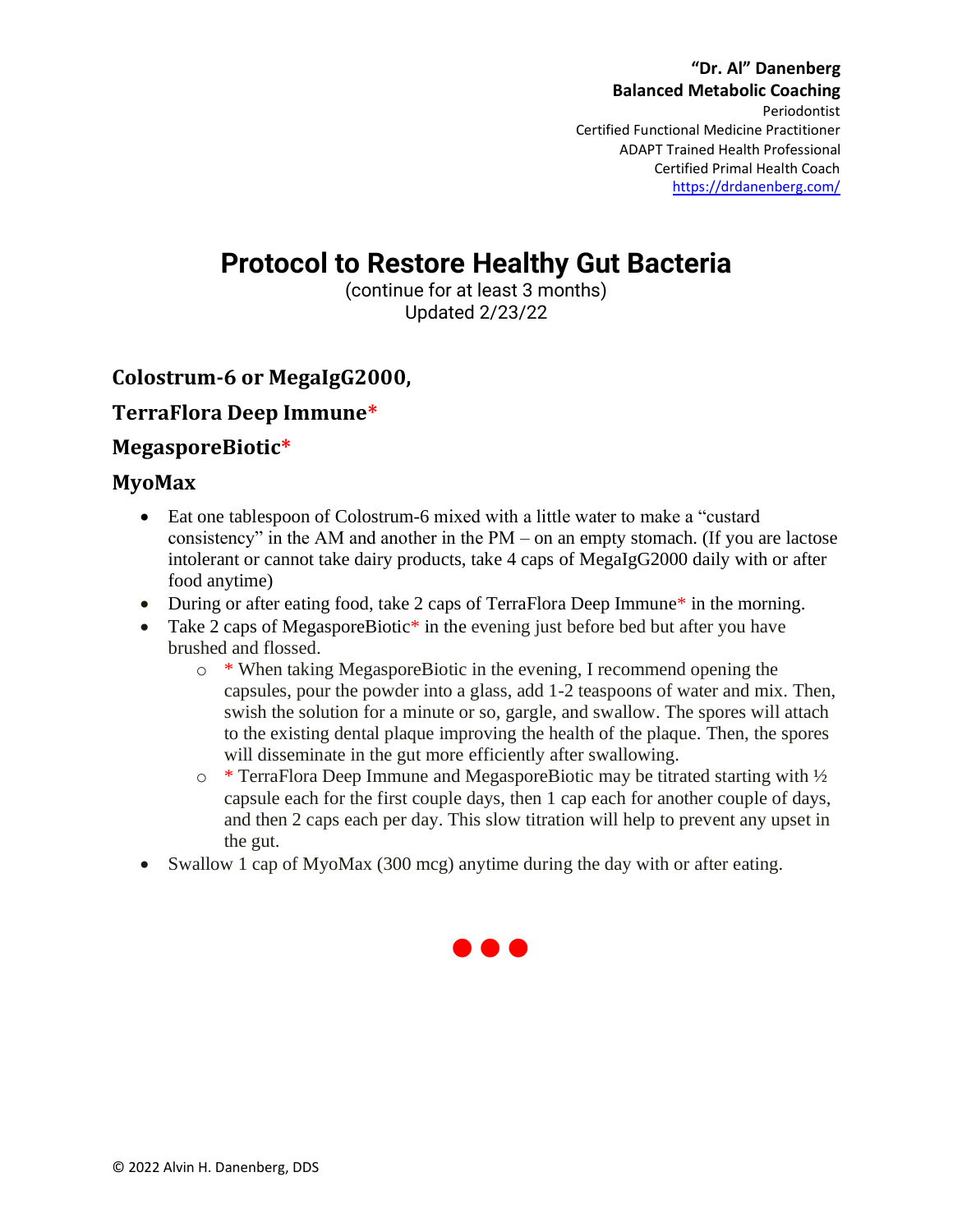**"Dr. Al" Danenberg**
**Balanced Metabolic Coaching**
Periodontist
Certified Functional Medicine Practitioner
ADAPT Trained Health Professional
Certified Primal Health Coach
https://drdanenberg.com/

# Protocol to Restore Healthy Gut Bacteria

(continue for at least 3 months)
Updated 2/23/22

### Colostrum-6 or MegaIgG2000,

### TerraFlora Deep Immune*

### MegasporeBiotic*

### MyoMax

- Eat one tablespoon of Colostrum-6 mixed with a little water to make a "custard consistency" in the AM and another in the PM – on an empty stomach. (If you are lactose intolerant or cannot take dairy products, take 4 caps of MegaIgG2000 daily with or after food anytime)
- During or after eating food, take 2 caps of TerraFlora Deep Immune* in the morning.
- Take 2 caps of MegasporeBiotic* in the evening just before bed but after you have brushed and flossed.
  - * When taking MegasporeBiotic in the evening, I recommend opening the capsules, pour the powder into a glass, add 1-2 teaspoons of water and mix. Then, swish the solution for a minute or so, gargle, and swallow. The spores will attach to the existing dental plaque improving the health of the plaque. Then, the spores will disseminate in the gut more efficiently after swallowing.
  - * TerraFlora Deep Immune and MegasporeBiotic may be titrated starting with ½ capsule each for the first couple days, then 1 cap each for another couple of days, and then 2 caps each per day. This slow titration will help to prevent any upset in the gut.
- Swallow 1 cap of MyoMax (300 mcg) anytime during the day with or after eating.

© 2022 Alvin H. Danenberg, DDS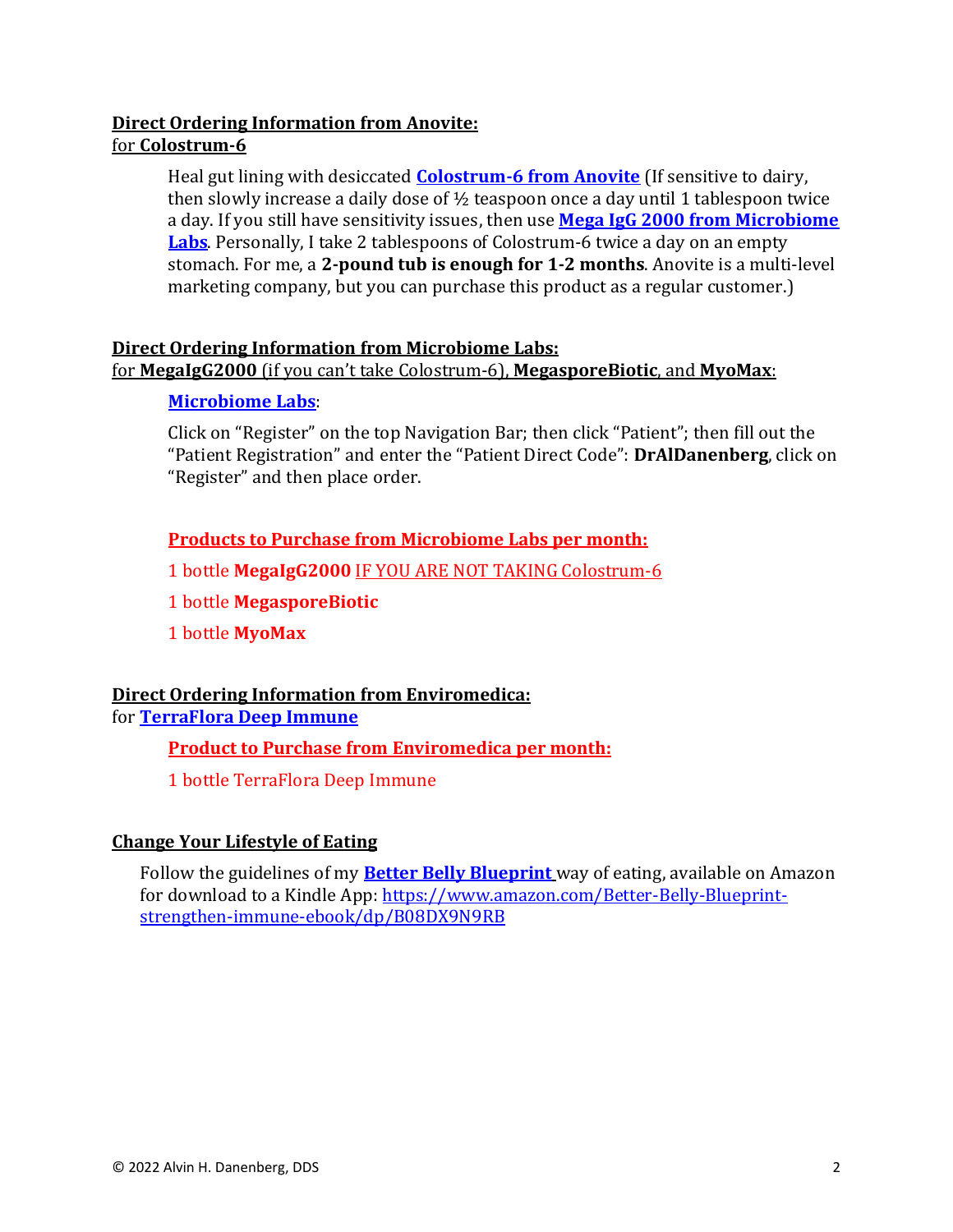**Direct Ordering Information from Anovite:**
for **Colostrum-6**

Heal gut lining with desiccated **Colostrum-6 from Anovite** (If sensitive to dairy, then slowly increase a daily dose of ½ teaspoon once a day until 1 tablespoon twice a day. If you still have sensitivity issues, then use **Mega IgG 2000 from Microbiome Labs**. Personally, I take 2 tablespoons of Colostrum-6 twice a day on an empty stomach. For me, a **2-pound tub is enough for 1-2 months**. Anovite is a multi-level marketing company, but you can purchase this product as a regular customer.)

**Direct Ordering Information from Microbiome Labs:**
for **MegaIgG2000** (if you can't take Colostrum-6), **MegasporeBiotic**, and **MyoMax**:

**Microbiome Labs**:

Click on "Register" on the top Navigation Bar; then click "Patient"; then fill out the "Patient Registration" and enter the "Patient Direct Code": **DrAlDanenberg**, click on "Register" and then place order.

**Products to Purchase from Microbiome Labs per month:**

1 bottle **MegaIgG2000** IF YOU ARE NOT TAKING Colostrum-6

1 bottle **MegasporeBiotic**

1 bottle **MyoMax**

**Direct Ordering Information from Enviromedica:**
for **TerraFlora Deep Immune**

**Product to Purchase from Enviromedica per month:**

1 bottle TerraFlora Deep Immune

**Change Your Lifestyle of Eating**

Follow the guidelines of my **Better Belly Blueprint** way of eating, available on Amazon for download to a Kindle App: https://www.amazon.com/Better-Belly-Blueprint-strengthen-immune-ebook/dp/B08DX9N9RB

© 2022 Alvin H. Danenberg, DDS